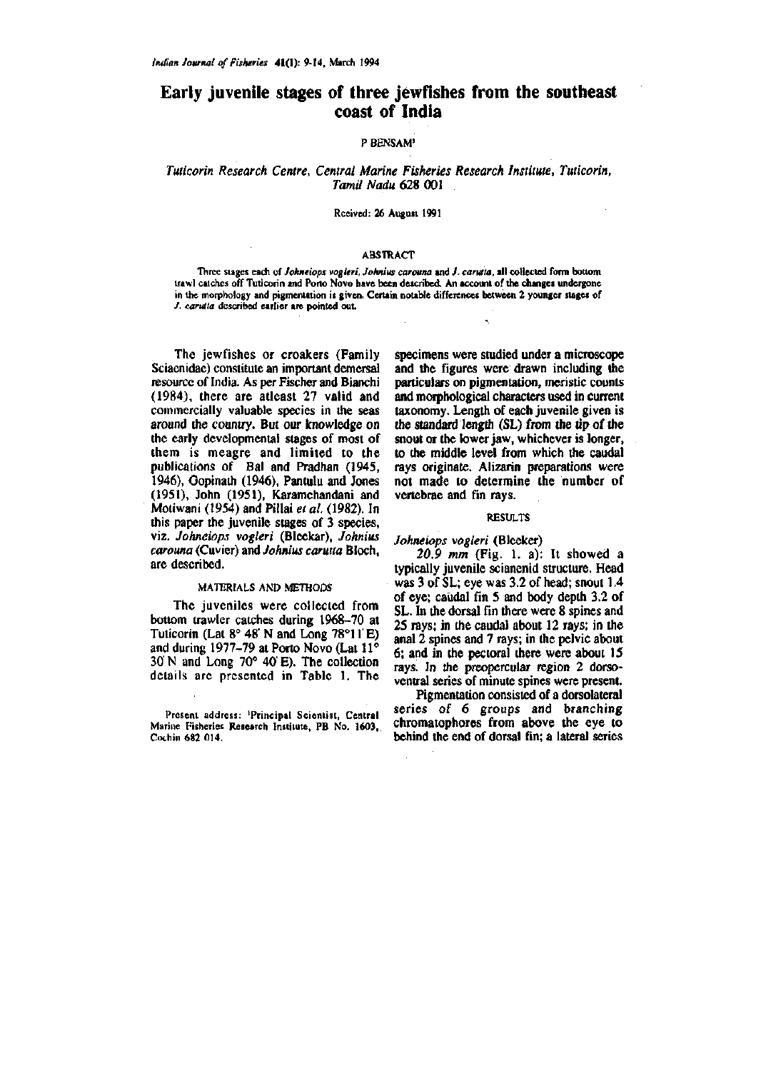# Early juvenile stages of three jewfishes from the southeast coast of India

P BENSAM[1]

*Tuticorin Research Centre, Central Marine Fisheries Research Institute, Tuticorin, Tamil Nadu 628 001*

Received: 26 August 1991

## ABSTRACT

Three stages each of *Johneiops vogleri*, *Johnius carouna* and *J. carutta*, all collected form bottom trawl catches off Tuticorin and Porto Novo have been described. An account of the changes undergone in the morphology and pigmentation is given. Certain notable differences between 2 younger stages of *J. carutta* described earlier are pointed out.

The jewfishes or croakers (Family Sciaenidae) constitute an important demersal resource of India. As per Fischer and Bianchi (1984), there are atleast 27 valid and commercially valuable species in the seas around the country. But our knowledge on the early developmental stages of most of them is meagre and limited to the publications of Bal and Pradhan (1945, 1946), Gopinath (1946), Pantulu and Jones (1951), John (1951), Karamchandani and Motiwani (1954) and Pillai *et al.* (1982). In this paper the juvenile stages of 3 species, viz. *Johneiops vogleri* (Bleekar), *Johnius carouna* (Cuvier) and *Johnius carutta* Bloch, are described.

## MATERIALS AND METHODS

The juveniles were collected from bottom trawler catches during 1968–70 at Tuticorin (Lat 8° 48' N and Long 78°11' E) and during 1977–79 at Porto Novo (Lat 11° 30' N and Long 70° 40' E). The collection details are presented in Table 1. The specimens were studied under a microscope and the figures were drawn including the particulars on pigmentation, meristic counts and morphological characters used in current taxonomy. Length of each juvenile given is the standard length (SL) from the tip of the snout or the lower jaw, whichever is longer, to the middle level from which the caudal rays originate. Alizarin preparations were not made to determine the number of vertebrae and fin rays.

## RESULTS

### *Johneiops vogleri* (Bleeker)

*20.9 mm* (Fig. 1. a): It showed a typically juvenile scianenid structure. Head was 3 of SL; eye was 3.2 of head; snout 1.4 of eye; caudal fin 5 and body depth 3.2 of SL. In the dorsal fin there were 8 spines and 25 rays; in the caudal about 12 rays; in the anal 2 spines and 7 rays; in the pelvic about 6; and in the pectoral there were about 15 rays. In the preopercular region 2 dorso-ventral series of minute spines were present.

Pigmentation consisted of a dorsolateral series of 6 groups and branching chromatophores from above the eye to behind the end of dorsal fin; a lateral series

[1] Present address: Principal Scientist, Central Marine Fisheries Research Institute, PB No. 1603, Cochin 682 014.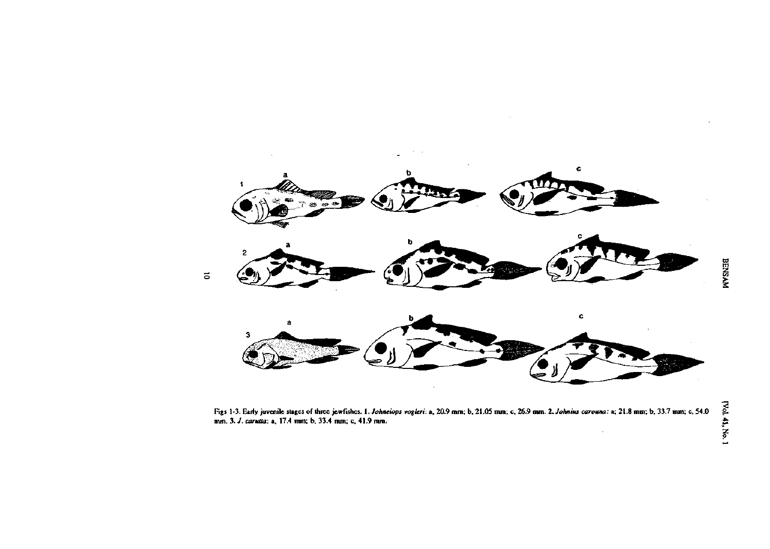Figs 1-3. Early juvenile stages of three jewfishes. 1. *Johnieops vogleri*: a, 20.9 mm; b, 21.05 mm; c, 26.9 mm. 2. *Johnius carouna*: a; 21.8 mm; b, 33.7 mm; c, 54.0 mm. 3. *J. carutta*: a, 17.4 mm; b, 33.4 mm; c, 41.9 mm.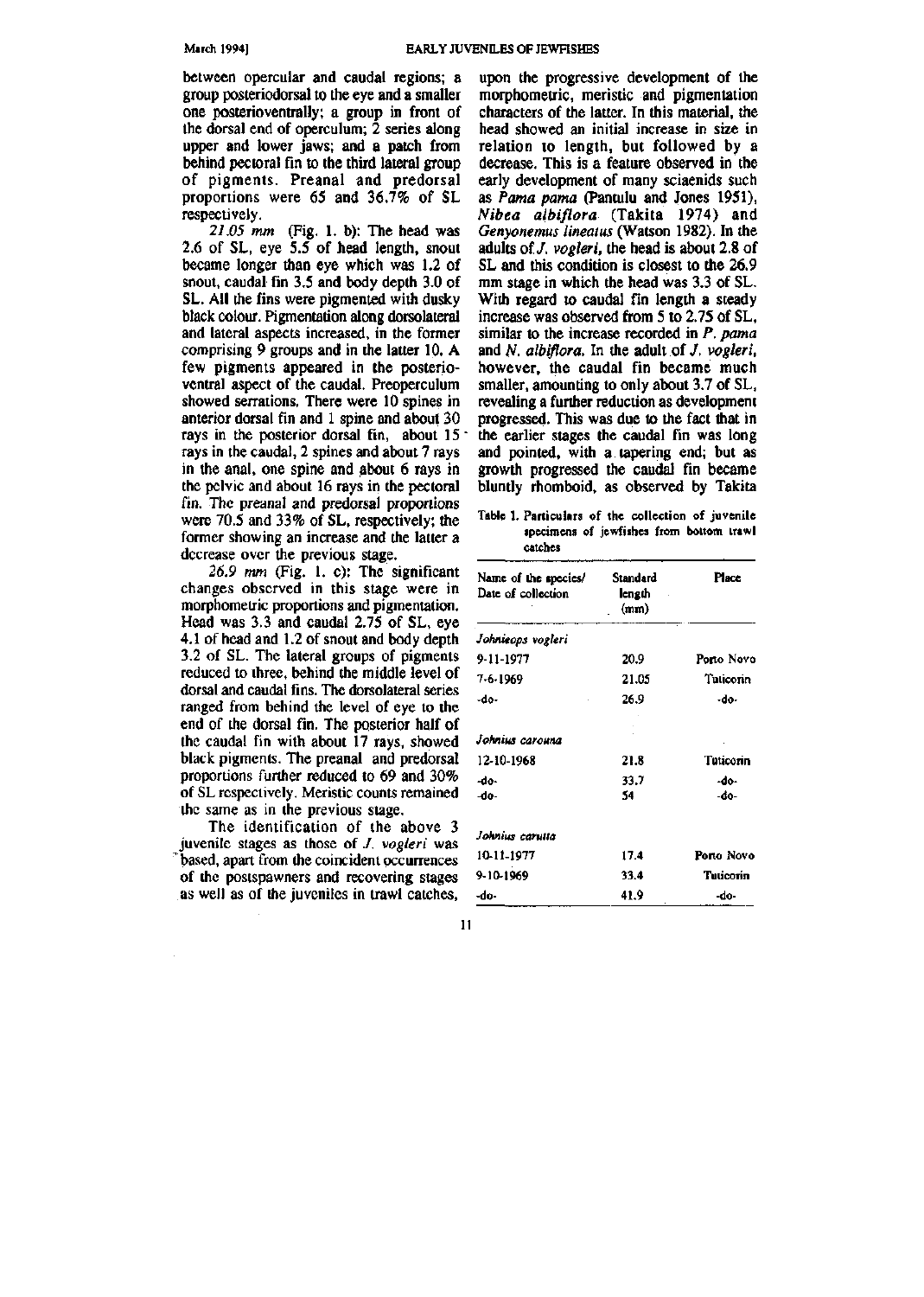between opercular and caudal regions; a group posteriodorsal to the eye and a smaller one posterioventrally; a group in front of the dorsal end of operculum; 2 series along upper and lower jaws; and a patch from behind pectoral fin to the third lateral group of pigments. Preanal and predorsal proportions were 65 and 36.7% of SL respectively.

*21.05 mm* (Fig. 1. b): The head was 2.6 of SL, eye 5.5 of head length, snout became longer than eye which was 1.2 of snout, caudal fin 3.5 and body depth 3.0 of SL. All the fins were pigmented with dusky black colour. Pigmentation along dorsolateral and lateral aspects increased, in the former comprising 9 groups and in the latter 10. A few pigments appeared in the posterioventral aspect of the caudal. Preoperculum showed serrations. There were 10 spines in anterior dorsal fin and 1 spine and about 30 rays in the posterior dorsal fin, about 15 rays in the caudal, 2 spines and about 7 rays in the anal, one spine and about 6 rays in the pelvic and about 16 rays in the pectoral fin. The preanal and predorsal proportions were 70.5 and 33% of SL, respectively; the former showing an increase and the latter a decrease over the previous stage.

*26.9 mm* (Fig. 1. c): The significant changes observed in this stage were in morphometric proportions and pigmentation. Head was 3.3 and caudal 2.75 of SL, eye 4.1 of head and 1.2 of snout and body depth 3.2 of SL. The lateral groups of pigments reduced to three, behind the middle level of dorsal and caudal fins. The dorsolateral series ranged from behind the level of eye to the end of the dorsal fin. The posterior half of the caudal fin with about 17 rays, showed black pigments. The preanal and predorsal proportions further reduced to 69 and 30% of SL respectively. Meristic counts remained the same as in the previous stage.

The identification of the above 3 juvenile stages as those of *J. vogleri* was based, apart from the coincident occurrences of the postspawners and recovering stages as well as of the juveniles in trawl catches, upon the progressive development of the morphometric, meristic and pigmentation characters of the latter. In this material, the head showed an initial increase in size in relation to length, but followed by a decrease. This is a feature observed in the early development of many sciaenids such as *Pama pama* (Pantulu and Jones 1951), *Nibea albiflora* (Takita 1974) and *Genyonemus lineatus* (Watson 1982). In the adults of *J. vogleri*, the head is about 2.8 of SL and this condition is closest to the 26.9 mm stage in which the head was 3.3 of SL. With regard to caudal fin length a steady increase was observed from 5 to 2.75 of SL, similar to the increase recorded in *P. pama* and *N. albiflora*. In the adult of *J. vogleri*, however, the caudal fin became much smaller, amounting to only about 3.7 of SL, revealing a further reduction as development progressed. This was due to the fact that in the earlier stages the caudal fin was long and pointed, with a tapering end; but as growth progressed the caudal fin became bluntly rhomboid, as observed by Takita

Table 1. Particulars of the collection of juvenile specimens of jewfishes from bottom trawl catches

| Name of the species/ Date of collection | Standard length (mm) | Place |
|---|---|---|
| *Johnieops vogleri* | | |
| 9-11-1977 | 20.9 | Porto Novo |
| 7-6-1969 | 21.05 | Tuticorin |
| -do- | 26.9 | -do- |
| *Johnius carouna* | | |
| 12-10-1968 | 21.8 | Tuticorin |
| -do- | 33.7 | -do- |
| -do- | 54 | -do- |
| *Johnius carutta* | | |
| 10-11-1977 | 17.4 | Porto Novo |
| 9-10-1969 | 33.4 | Tuticorin |
| -do- | 41.9 | -do- |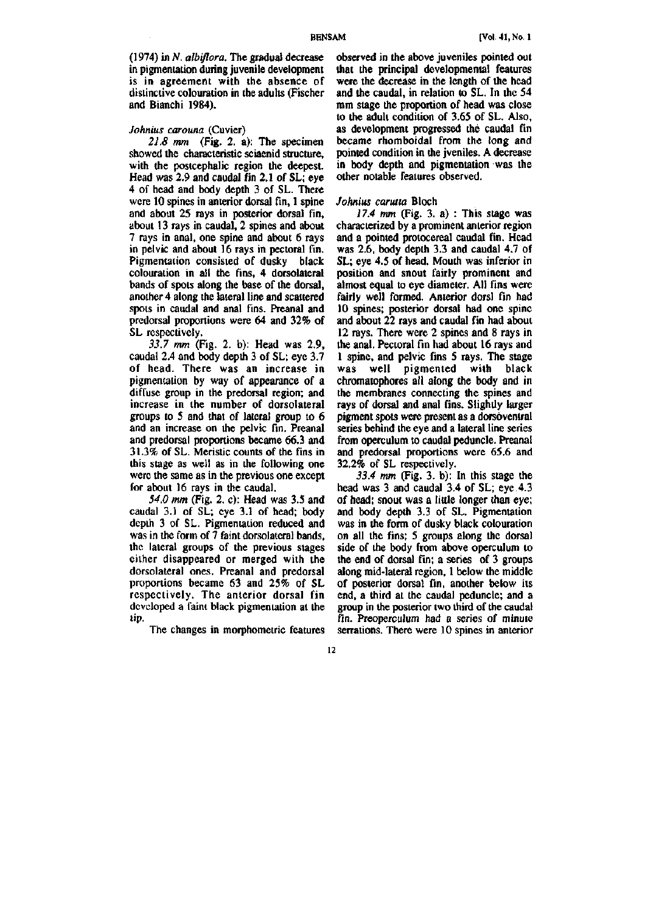(1974) in *N. albiflora*. The gradual decrease in pigmentation during juvenile development is in agreement with the absence of distinctive colouration in the adults (Fischer and Bianchi 1984).

*Johnius carouna* (Cuvier)

*21.8 mm* (Fig. 2. a): The specimen showed the characteristic sciaenid structure, with the postcephalic region the deepest. Head was 2.9 and caudal fin 2.1 of SL; eye 4 of head and body depth 3 of SL. There were 10 spines in anterior dorsal fin, 1 spine and about 25 rays in posterior dorsal fin, about 13 rays in caudal, 2 spines and about 7 rays in anal, one spine and about 6 rays in pelvic and about 16 rays in pectoral fin. Pigmentation consisted of dusky black colouration in all the fins, 4 dorsolateral bands of spots along the base of the dorsal, another 4 along the lateral line and scattered spots in caudal and anal fins. Preanal and predorsal proportions were 64 and 32% of SL respectively.

*33.7 mm* (Fig. 2. b): Head was 2.9, caudal 2.4 and body depth 3 of SL; eye 3.7 of head. There was an increase in pigmentation by way of appearance of a diffuse group in the predorsal region; and increase in the number of dorsolateral groups to 5 and that of lateral group to 6 and an increase on the pelvic fin. Preanal and predorsal proportions became 66.3 and 31.3% of SL. Meristic counts of the fins in this stage as well as in the following one were the same as in the previous one except for about 16 rays in the caudal.

*54.0 mm* (Fig. 2. c): Head was 3.5 and caudal 3.1 of SL; eye 3.1 of head; body depth 3 of SL. Pigmentation reduced and was in the form of 7 faint dorsolateral bands, the lateral groups of the previous stages either disappeared or merged with the dorsolateral ones. Preanal and predorsal proportions became 63 and 25% of SL respectively. The anterior dorsal fin developed a faint black pigmentation at the tip.

The changes in morphometric features observed in the above juveniles pointed out that the principal developmental features were the decrease in the length of the head and the caudal, in relation to SL. In the 54 mm stage the proportion of head was close to the adult condition of 3.65 of SL. Also, as development progressed the caudal fin became rhomboidal from the long and pointed condition in the jveniles. A decrease in body depth and pigmentation was the other notable features observed.

*Johnius carutta* Bloch

*17.4 mm* (Fig. 3. a) : This stage was characterized by a prominent anterior region and a pointed protocereal caudal fin. Head was 2.6, body depth 3.3 and caudal 4.7 of SL; eye 4.5 of head. Mouth was inferior in position and snout fairly prominent and almost equal to eye diameter. All fins were fairly well formed. Anterior dorsl fin had 10 spines; posterior dorsal had one spine and about 22 rays and caudal fin had about 12 rays. There were 2 spines and 8 rays in the anal. Pectoral fin had about 16 rays and 1 spine, and pelvic fins 5 rays. The stage was well pigmented with black chromatophores all along the body and in the membranes connecting the spines and rays of dorsal and anal fins. Slightly larger pigment spots were present as a dorsoventral series behind the eye and a lateral line series from operculum to caudal peduncle. Preanal and predorsal proportions were 65.6 and 32.2% of SL respectively.

*33.4 mm* (Fig. 3. b): In this stage the head was 3 and caudal 3.4 of SL; eye 4.3 of head; snout was a little longer than eye; and body depth 3.3 of SL. Pigmentation was in the form of dusky black colouration on all the fins; 5 groups along the dorsal side of the body from above operculum to the end of dorsal fin; a series of 3 groups along mid-lateral region, 1 below the middle of posterior dorsal fin, another below its end, a third at the caudal peduncle; and a group in the posterior two third of the caudal fin. Preoperculum had a series of minute serrations. There were 10 spines in anterior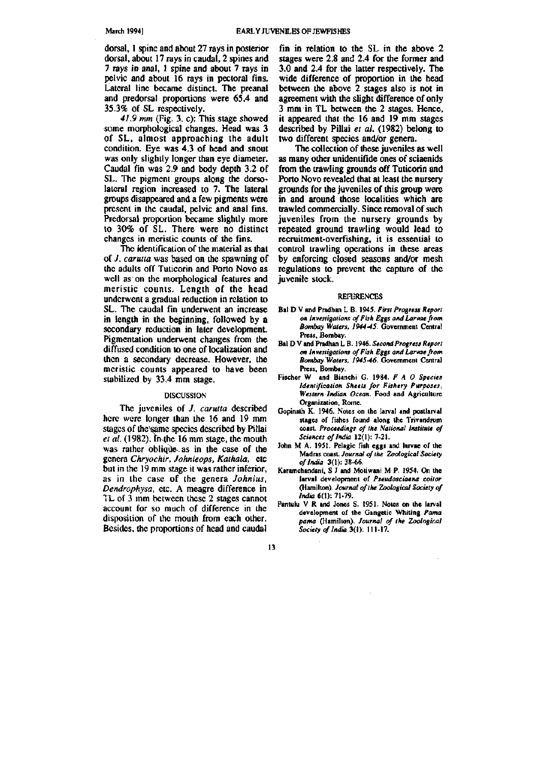dorsal, 1 spine and about 27 rays in posterior dorsal, about 17 rays in caudal, 2 spines and 7 rays in anal, 1 spine and about 7 rays in pelvic and about 16 rays in pectoral fins. Lateral line became distinct. The preanal and predorsal proportions were 65.4 and 35.3% of SL respectively.

*41.9 mm* (Fig. 3. c): This stage showed some morphological changes. Head was 3 of SL, almost approaching the adult condition. Eye was 4.3 of head and snout was only slightly longer than eye diameter. Caudal fin was 2.9 and body depth 3.2 of SL. The pigment groups along the dorsolateral region increased to 7. The lateral groups disappeared and a few pigments were present in the caudal, pelvic and anal fins. Predorsal proportion became slightly more to 30% of SL. There were no distinct changes in meristic counts of the fins.

The identification of the material as that of *J. carutta* was based on the spawning of the adults off Tuticorin and Porto Novo as well as on the morphological features and meristic counts. Length of the head underwent a gradual reduction in relation to SL. The caudal fin underwent an increase in length in the beginning, followed by a secondary reduction in later development. Pigmentation underwent changes from the diffused condition to one of localization and then a secondary decrease. However, the meristic counts appeared to have been stabilized by 33.4 mm stage.

## DISCUSSION

The juveniles of *J. carutta* described here were longer than the 16 and 19 mm stages of the same species described by Pillai *et al.* (1982). In the 16 mm stage, the mouth was rather oblique as in the case of the genera *Chryochir, Johnieops, Kathala,* etc but in the 19 mm stage it was rather inferior, as in the case of the genera *Johnius, Dendrophysa,* etc. A meagre difference in TL of 3 mm between these 2 stages cannot account for so much of difference in the disposition of the mouth from each other. Besides, the proportions of head and caudal fin in relation to the SL in the above 2 stages were 2.8 and 2.4 for the former and 3.0 and 2.4 for the latter respectively. The wide difference of proportion in the head between the above 2 stages also is not in agreement with the slight difference of only 3 mm in TL between the 2 stages. Hence, it appeared that the 16 and 19 mm stages described by Pillai *et al.* (1982) belong to two different species and/or genera.

The collection of these juveniles as well as many other unidentifide ones of sciaenids from the trawling grounds off Tuticorin and Porto Novo revealed that at least the nursery grounds for the juveniles of this group were in and around those localities which are trawled commercially. Since removal of such juveniles from the nursery grounds by repeated ground trawling would lead to recruitment-overfishing, it is essential to control trawling operations in these areas by enforcing closed seasons and/or mesh regulations to prevent the capture of the juvenile stock.

## REFERENCES

Bal D V and Pradhan L B. 1945. *First Progress Report on Investigations of Fish Eggs and Larvae from Bombay Waters, 1944-45.* Government Central Press, Bombay.

Bal D V and Pradhan L B. 1946. *Second Progress Report on Investigations of Fish Eggs and Larvae from Bombay Waters, 1945-46.* Government Central Press, Bombay.

Fischer W and Bianchi G. 1984. *F A O Species Identification Sheets for Fishery Purposes, Western Indian Ocean.* Food and Agriculture Organization, Rome.

Gopinath K. 1946. Notes on the larval and postlarval stages of fishes found along the Trivandrum coast. *Proceedings of the National Institute of Sciences of India* 12(1): 7-21.

John M A. 1951. Pelagic fish eggs and larvae of the Madras coast. *Journal of the Zoological Society of India* 3(1): 38-66.

Karamchandani, S J and Motiwani M P. 1954. On the larval development of *Pseudosciaena coitor* (Hamilton). *Journal of the Zoological Society of India* 6(1): 71-79.

Pantulu V R and Jones S. 1951. Notes on the larval development of the Gangetic Whiting *Pama pama* (Hamilton). *Journal of the Zoological Society of India* 3(1): 111-17.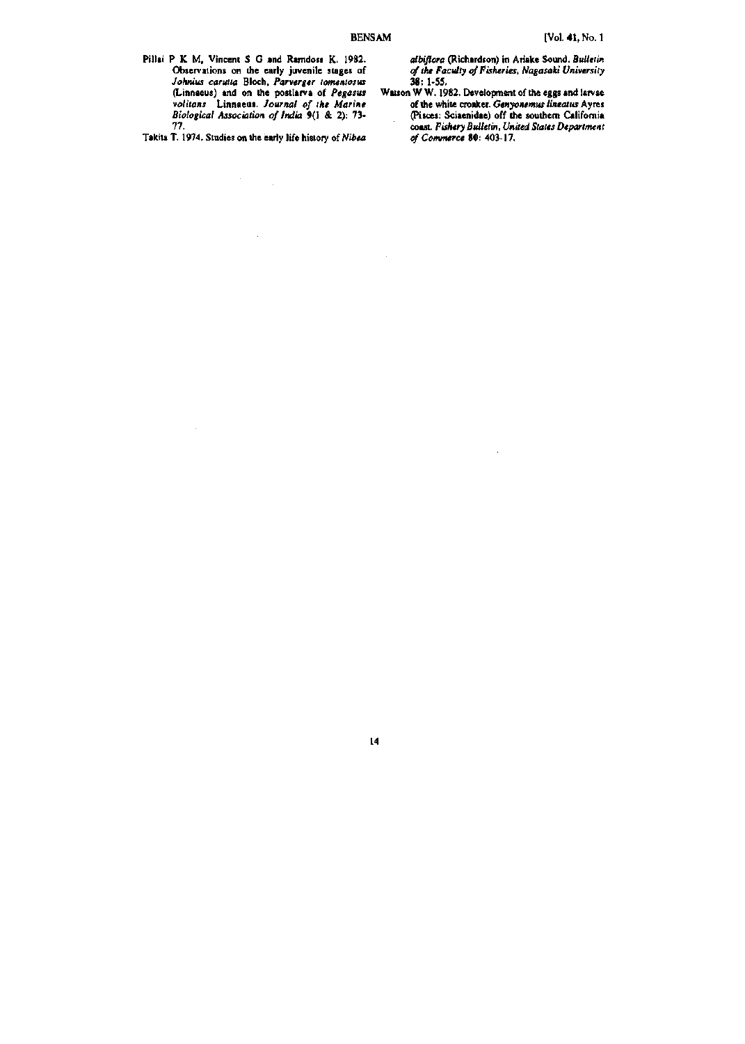Pillai P K M, Vincent S G and Ramdoss K. 1982. Observations on the early juvenile stages of *Johnius carutta* Bloch, *Parverger tomentosus* (Linnaeus) and on the postlarva of *Pegasus volitans* Linnaeus. *Journal of the Marine Biological Association of India* **9**(1 & 2): 73-77.

Takita T. 1974. Studies on the early life history of *Nibea albiflora* (Richardson) in Ariake Sound. *Bulletin of the Faculty of Fisheries, Nagasaki University* **38**: 1-55.

Watson W W. 1982. Development of the eggs and larvae of the white croaker. *Genyonemus lineatus* Ayres (Pisces: Sciaenidae) off the southern California coast. *Fishery Bulletin, United States Department of Commerce* **80**: 403-17.